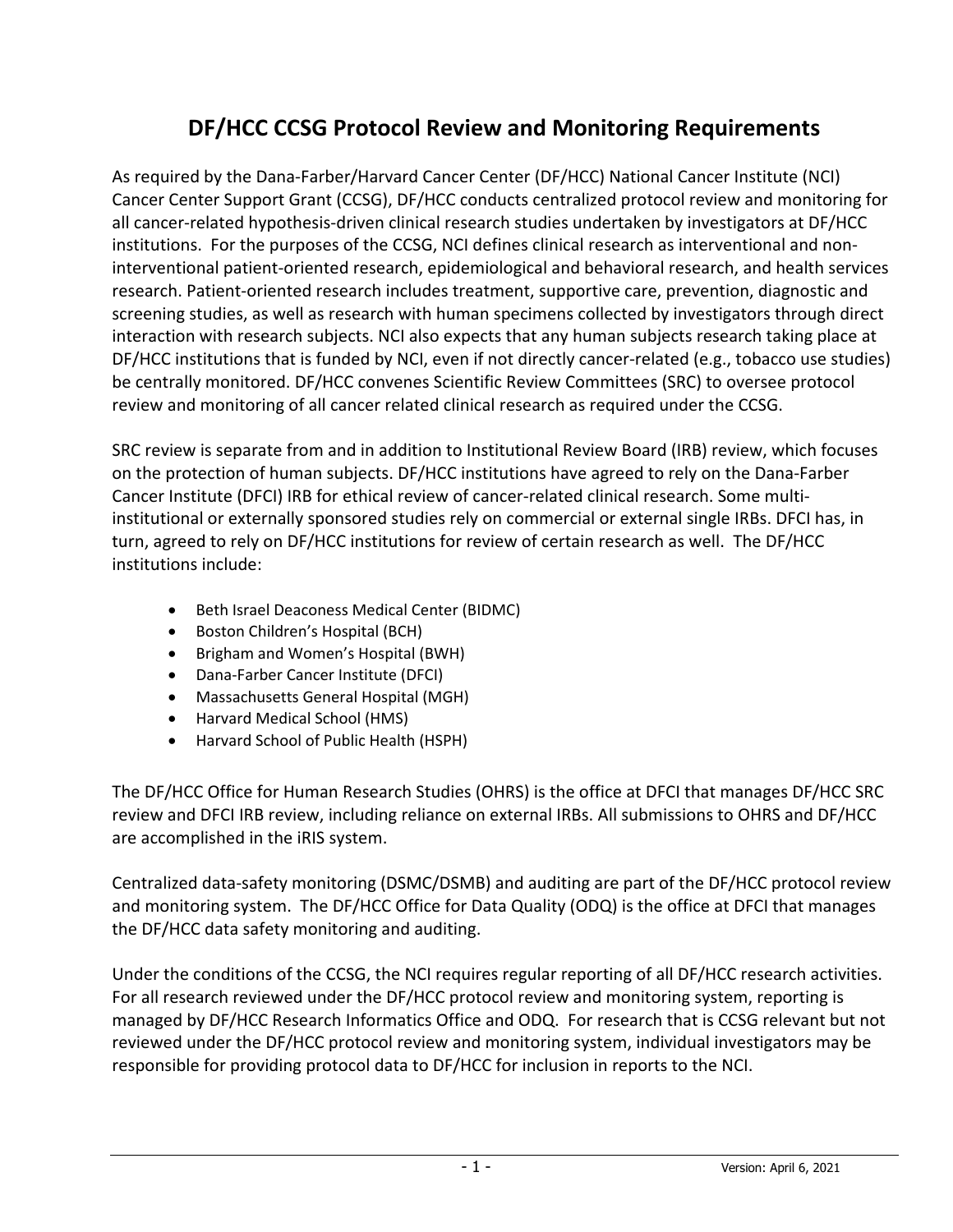# DF/HCC CCSG Protocol Review and Monitoring Requirements

As required by the Dana-Farber/Harvard Cancer Center (DF/HCC) National Cancer Institute (NCI) Cancer Center Support Grant (CCSG), DF/HCC conducts centralized protocol review and monitoring for all cancer-related hypothesis-driven clinical research studies undertaken by investigators at DF/HCC institutions. For the purposes of the CCSG, NCI defines clinical research as interventional and non-interventional patient-oriented research, epidemiological and behavioral research, and health services research. Patient-oriented research includes treatment, supportive care, prevention, diagnostic and screening studies, as well as research with human specimens collected by investigators through direct interaction with research subjects. NCI also expects that any human subjects research taking place at DF/HCC institutions that is funded by NCI, even if not directly cancer-related (e.g., tobacco use studies) be centrally monitored. DF/HCC convenes Scientific Review Committees (SRC) to oversee protocol review and monitoring of all cancer related clinical research as required under the CCSG.

SRC review is separate from and in addition to Institutional Review Board (IRB) review, which focuses on the protection of human subjects. DF/HCC institutions have agreed to rely on the Dana-Farber Cancer Institute (DFCI) IRB for ethical review of cancer-related clinical research. Some multi-institutional or externally sponsored studies rely on commercial or external single IRBs. DFCI has, in turn, agreed to rely on DF/HCC institutions for review of certain research as well. The DF/HCC institutions include:

- Beth Israel Deaconess Medical Center (BIDMC)
- Boston Children's Hospital (BCH)
- Brigham and Women's Hospital (BWH)
- Dana-Farber Cancer Institute (DFCI)
- Massachusetts General Hospital (MGH)
- Harvard Medical School (HMS)
- Harvard School of Public Health (HSPH)

The DF/HCC Office for Human Research Studies (OHRS) is the office at DFCI that manages DF/HCC SRC review and DFCI IRB review, including reliance on external IRBs. All submissions to OHRS and DF/HCC are accomplished in the iRIS system.

Centralized data-safety monitoring (DSMC/DSMB) and auditing are part of the DF/HCC protocol review and monitoring system. The DF/HCC Office for Data Quality (ODQ) is the office at DFCI that manages the DF/HCC data safety monitoring and auditing.

Under the conditions of the CCSG, the NCI requires regular reporting of all DF/HCC research activities. For all research reviewed under the DF/HCC protocol review and monitoring system, reporting is managed by DF/HCC Research Informatics Office and ODQ. For research that is CCSG relevant but not reviewed under the DF/HCC protocol review and monitoring system, individual investigators may be responsible for providing protocol data to DF/HCC for inclusion in reports to the NCI.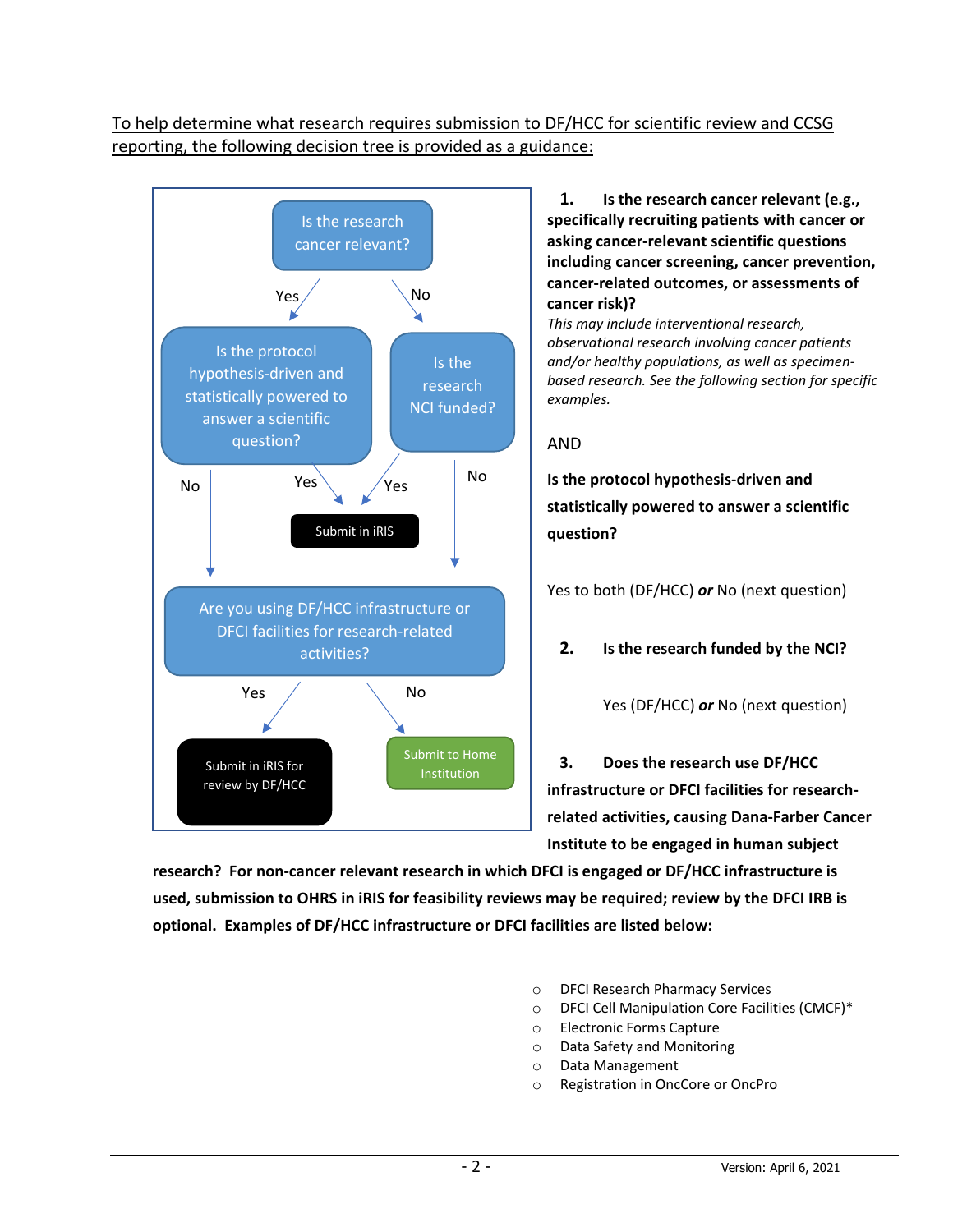<u>To help determine what research requires submission to DF/HCC for scientific review and CCSG reporting, the following decision tree is provided as a guidance:</u>

Is the research cancer relevant?

- Yes → Is the protocol hypothesis-driven and statistically powered to answer a scientific question?
  - Yes → Submit in iRIS
  - No → Are you using DF/HCC infrastructure or DFCI facilities for research-related activities?
- No → Is the research NCI funded?
  - Yes → Submit in iRIS
  - No → Are you using DF/HCC infrastructure or DFCI facilities for research-related activities?

Are you using DF/HCC infrastructure or DFCI facilities for research-related activities?

- Yes → Submit in iRIS for review by DF/HCC
- No → Submit to Home Institution

**1. Is the research cancer relevant (e.g., specifically recruiting patients with cancer or asking cancer-relevant scientific questions including cancer screening, cancer prevention, cancer-related outcomes, or assessments of cancer risk)?**

*This may include interventional research, observational research involving cancer patients and/or healthy populations, as well as specimen-based research. See the following section for specific examples.*

AND

**Is the protocol hypothesis-driven and statistically powered to answer a scientific question?**

Yes to both (DF/HCC) ***or*** No (next question)

**2. Is the research funded by the NCI?**

Yes (DF/HCC) ***or*** No (next question)

**3. Does the research use DF/HCC infrastructure or DFCI facilities for research-related activities, causing Dana-Farber Cancer Institute to be engaged in human subject research? For non-cancer relevant research in which DFCI is engaged or DF/HCC infrastructure is used, submission to OHRS in iRIS for feasibility reviews may be required; review by the DFCI IRB is optional. Examples of DF/HCC infrastructure or DFCI facilities are listed below:**

- DFCI Research Pharmacy Services
- DFCI Cell Manipulation Core Facilities (CMCF)*
- Electronic Forms Capture
- Data Safety and Monitoring
- Data Management
- Registration in OncCore or OncPro

Version: April 6, 2021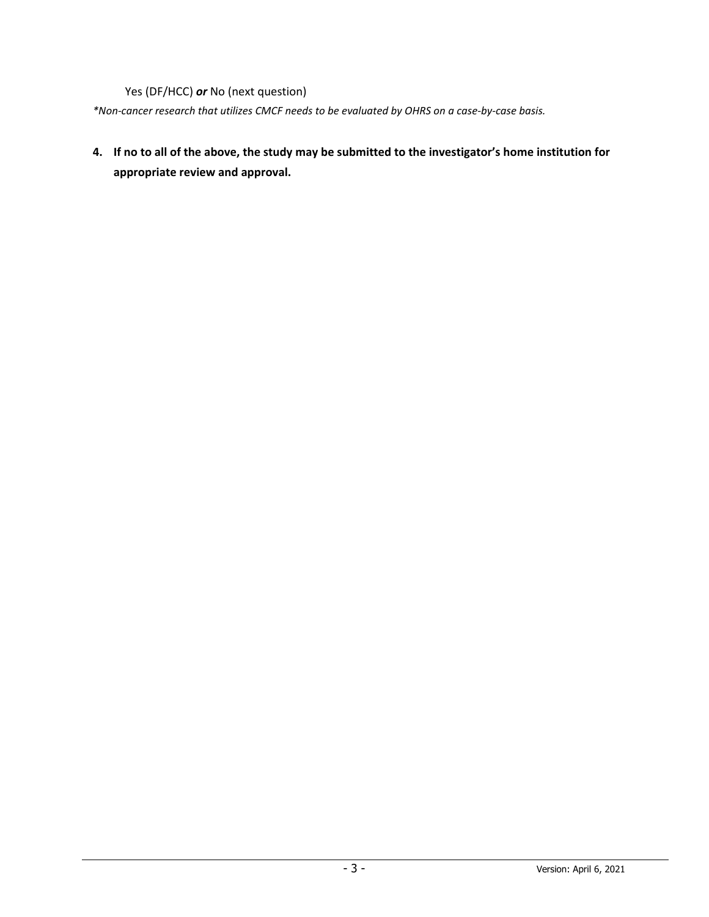Yes (DF/HCC) ***or*** No (next question)

*\*Non-cancer research that utilizes CMCF needs to be evaluated by OHRS on a case-by-case basis.*

4. **If no to all of the above, the study may be submitted to the investigator's home institution for appropriate review and approval.**

Version: April 6, 2021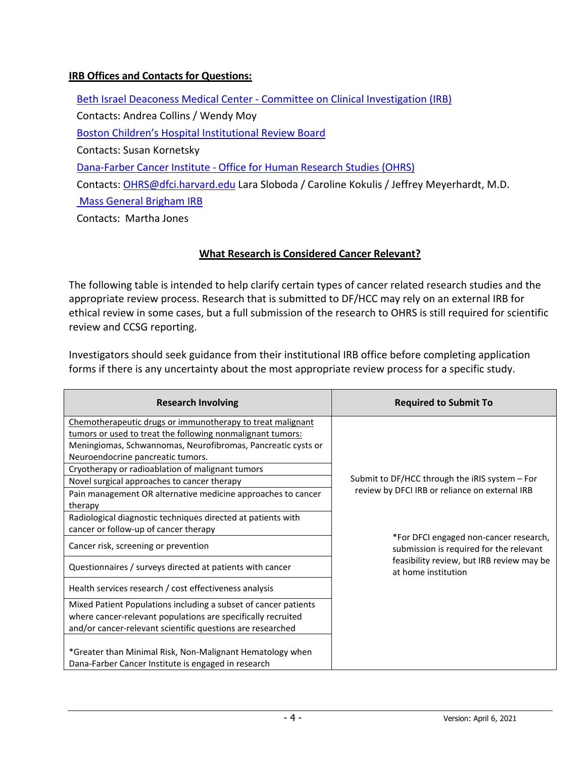**IRB Offices and Contacts for Questions:**

Beth Israel Deaconess Medical Center - Committee on Clinical Investigation (IRB)
Contacts: Andrea Collins / Wendy Moy
Boston Children's Hospital Institutional Review Board
Contacts: Susan Kornetsky
Dana-Farber Cancer Institute - Office for Human Research Studies (OHRS)
Contacts: OHRS@dfci.harvard.edu Lara Sloboda / Caroline Kokulis / Jeffrey Meyerhardt, M.D.
Mass General Brigham IRB
Contacts: Martha Jones

## What Research is Considered Cancer Relevant?

The following table is intended to help clarify certain types of cancer related research studies and the appropriate review process. Research that is submitted to DF/HCC may rely on an external IRB for ethical review in some cases, but a full submission of the research to OHRS is still required for scientific review and CCSG reporting.

Investigators should seek guidance from their institutional IRB office before completing application forms if there is any uncertainty about the most appropriate review process for a specific study.

| Research Involving | Required to Submit To |
|---|---|
| Chemotherapeutic drugs or immunotherapy to treat malignant tumors or used to treat the following nonmalignant tumors: Meningiomas, Schwannomas, Neurofibromas, Pancreatic cysts or Neuroendocrine pancreatic tumors. | Submit to DF/HCC through the iRIS system – For review by DFCI IRB or reliance on external IRB<br><br>*For DFCI engaged non-cancer research, submission is required for the relevant feasibility review, but IRB review may be at home institution |
| Cryotherapy or radioablation of malignant tumors | |
| Novel surgical approaches to cancer therapy | |
| Pain management OR alternative medicine approaches to cancer therapy | |
| Radiological diagnostic techniques directed at patients with cancer or follow-up of cancer therapy | |
| Cancer risk, screening or prevention | |
| Questionnaires / surveys directed at patients with cancer | |
| Health services research / cost effectiveness analysis | |
| Mixed Patient Populations including a subset of cancer patients where cancer-relevant populations are specifically recruited and/or cancer-relevant scientific questions are researched | |
| *Greater than Minimal Risk, Non-Malignant Hematology when Dana-Farber Cancer Institute is engaged in research | |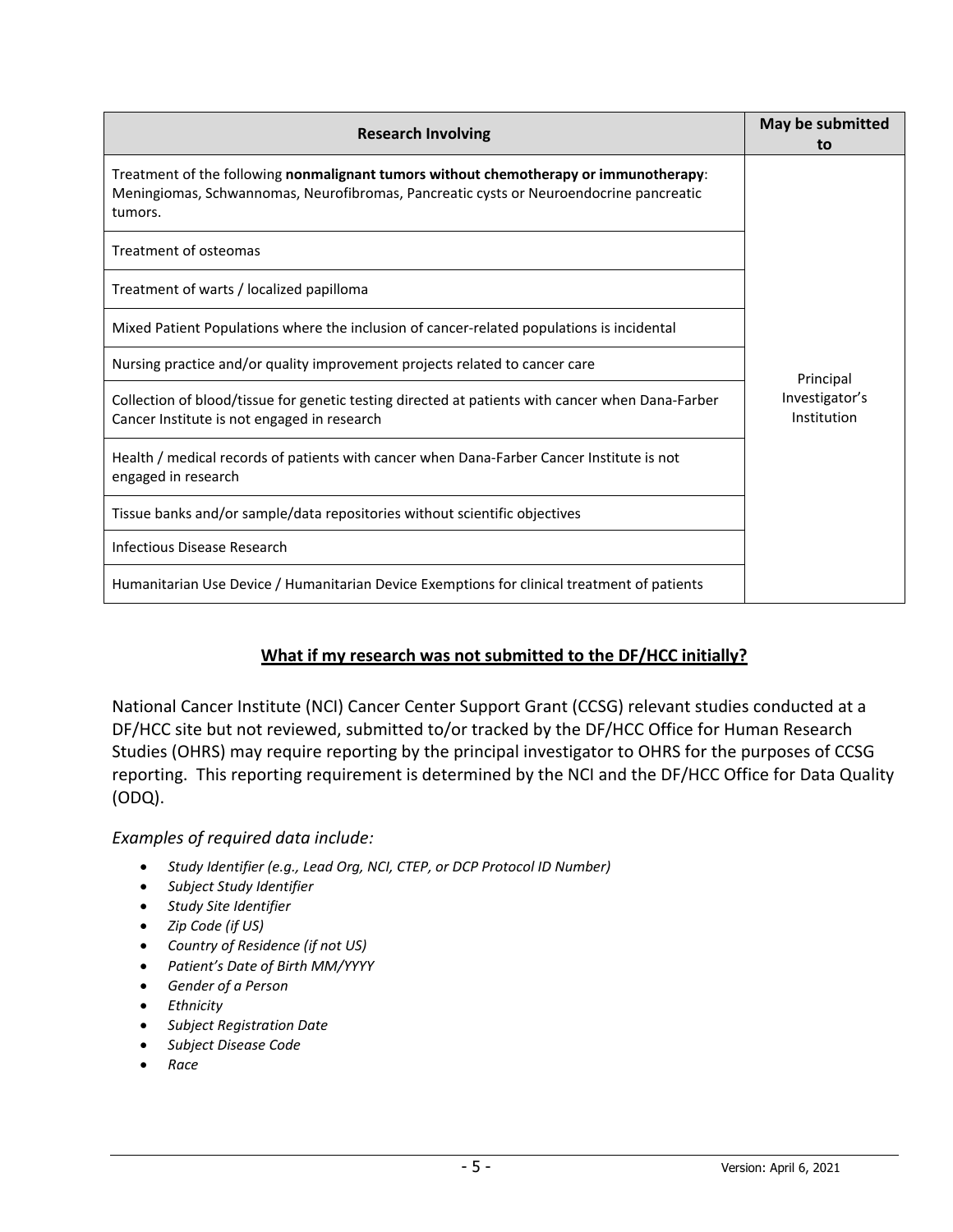| Research Involving | May be submitted to |
|---|---|
| Treatment of the following **nonmalignant tumors without chemotherapy or immunotherapy**: Meningiomas, Schwannomas, Neurofibromas, Pancreatic cysts or Neuroendocrine pancreatic tumors. | Principal Investigator's Institution |
| Treatment of osteomas | |
| Treatment of warts / localized papilloma | |
| Mixed Patient Populations where the inclusion of cancer-related populations is incidental | |
| Nursing practice and/or quality improvement projects related to cancer care | |
| Collection of blood/tissue for genetic testing directed at patients with cancer when Dana-Farber Cancer Institute is not engaged in research | |
| Health / medical records of patients with cancer when Dana-Farber Cancer Institute is not engaged in research | |
| Tissue banks and/or sample/data repositories without scientific objectives | |
| Infectious Disease Research | |
| Humanitarian Use Device / Humanitarian Device Exemptions for clinical treatment of patients | |

## What if my research was not submitted to the DF/HCC initially?

National Cancer Institute (NCI) Cancer Center Support Grant (CCSG) relevant studies conducted at a DF/HCC site but not reviewed, submitted to/or tracked by the DF/HCC Office for Human Research Studies (OHRS) may require reporting by the principal investigator to OHRS for the purposes of CCSG reporting. This reporting requirement is determined by the NCI and the DF/HCC Office for Data Quality (ODQ).

*Examples of required data include:*

- *Study Identifier (e.g., Lead Org, NCI, CTEP, or DCP Protocol ID Number)*
- *Subject Study Identifier*
- *Study Site Identifier*
- *Zip Code (if US)*
- *Country of Residence (if not US)*
- *Patient's Date of Birth MM/YYYY*
- *Gender of a Person*
- *Ethnicity*
- *Subject Registration Date*
- *Subject Disease Code*
- *Race*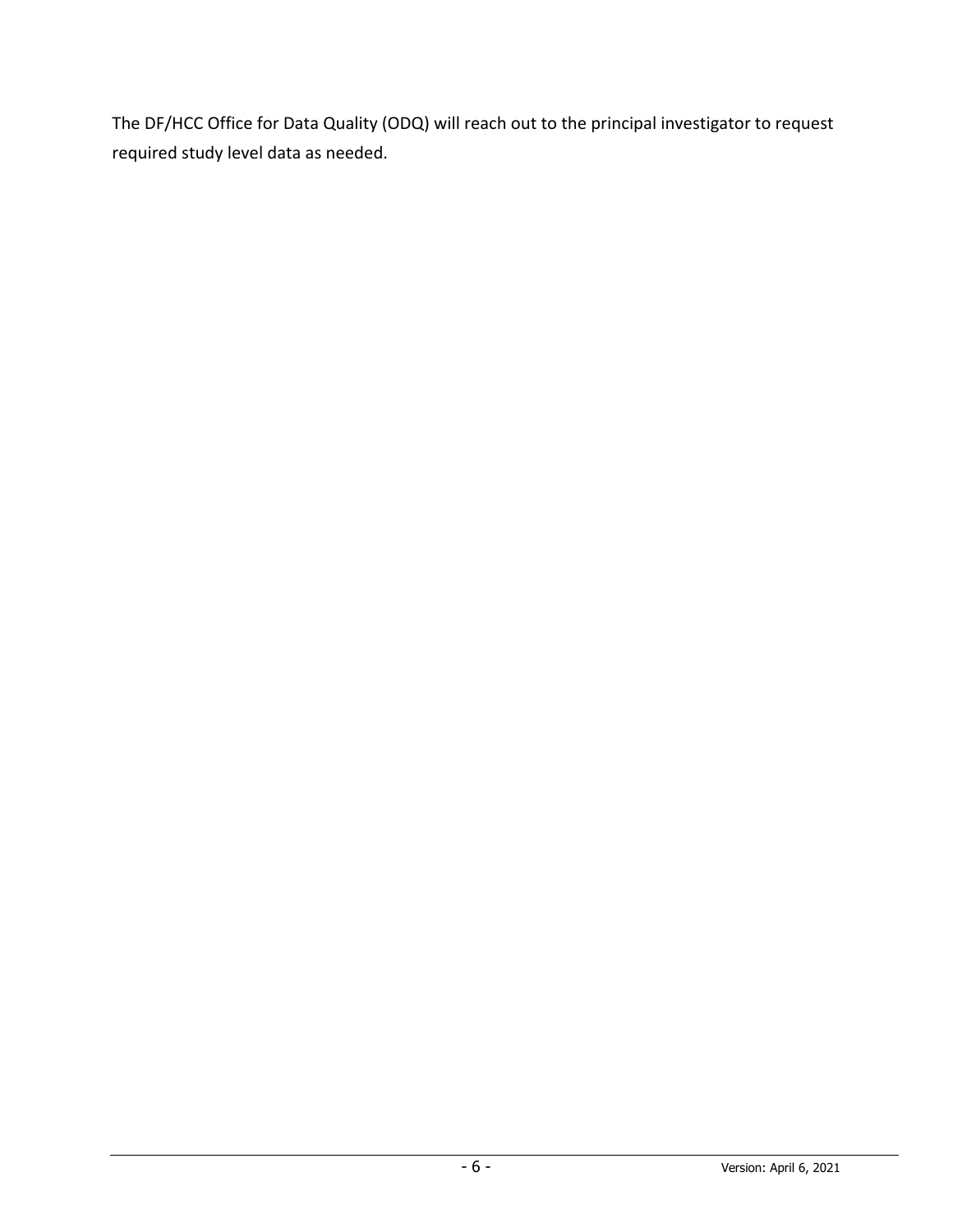The DF/HCC Office for Data Quality (ODQ) will reach out to the principal investigator to request required study level data as needed.